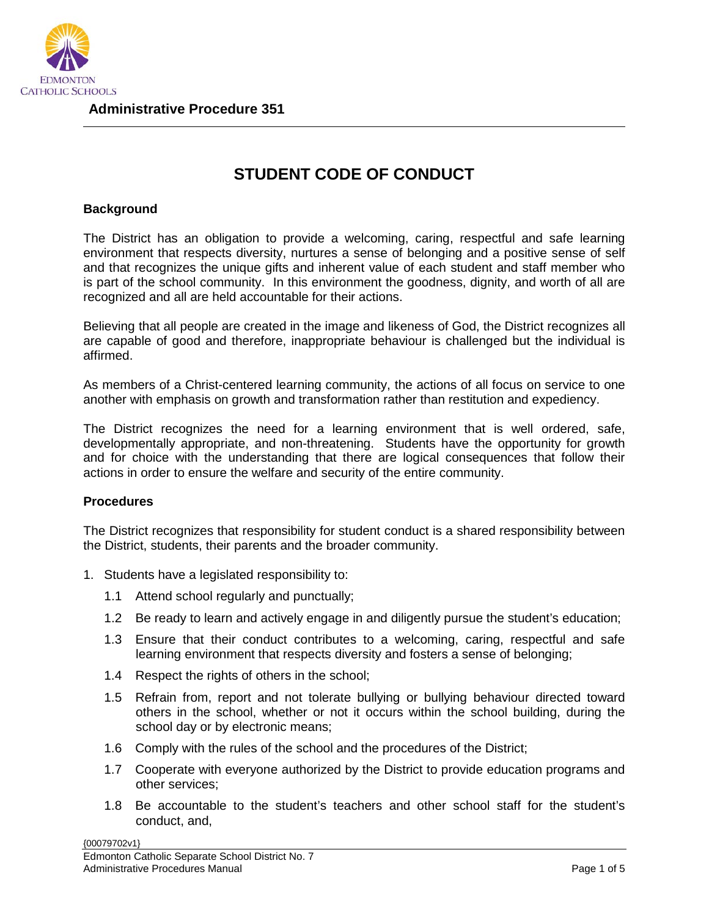**Administrative Procedure 351**

# STUDENT CODE OF CONDUCT

## Background

The District has an obligation to provide a welcoming, caring, respectful and safe learning environment that respects diversity, nurtures a sense of belonging and a positive sense of self and that recognizes the unique gifts and inherent value of each student and staff member who is part of the school community. In this environment the goodness, dignity, and worth of all are recognized and all are held accountable for their actions.

Believing that all people are created in the image and likeness of God, the District recognizes all are capable of good and therefore, inappropriate behaviour is challenged but the individual is affirmed.

As members of a Christ-centered learning community, the actions of all focus on service to one another with emphasis on growth and transformation rather than restitution and expediency.

The District recognizes the need for a learning environment that is well ordered, safe, developmentally appropriate, and non-threatening. Students have the opportunity for growth and for choice with the understanding that there are logical consequences that follow their actions in order to ensure the welfare and security of the entire community.

## Procedures

The District recognizes that responsibility for student conduct is a shared responsibility between the District, students, their parents and the broader community.

1. Students have a legislated responsibility to:
   - 1.1 Attend school regularly and punctually;
   - 1.2 Be ready to learn and actively engage in and diligently pursue the student's education;
   - 1.3 Ensure that their conduct contributes to a welcoming, caring, respectful and safe learning environment that respects diversity and fosters a sense of belonging;
   - 1.4 Respect the rights of others in the school;
   - 1.5 Refrain from, report and not tolerate bullying or bullying behaviour directed toward others in the school, whether or not it occurs within the school building, during the school day or by electronic means;
   - 1.6 Comply with the rules of the school and the procedures of the District;
   - 1.7 Cooperate with everyone authorized by the District to provide education programs and other services;
   - 1.8 Be accountable to the student's teachers and other school staff for the student's conduct, and,

{00079702v1}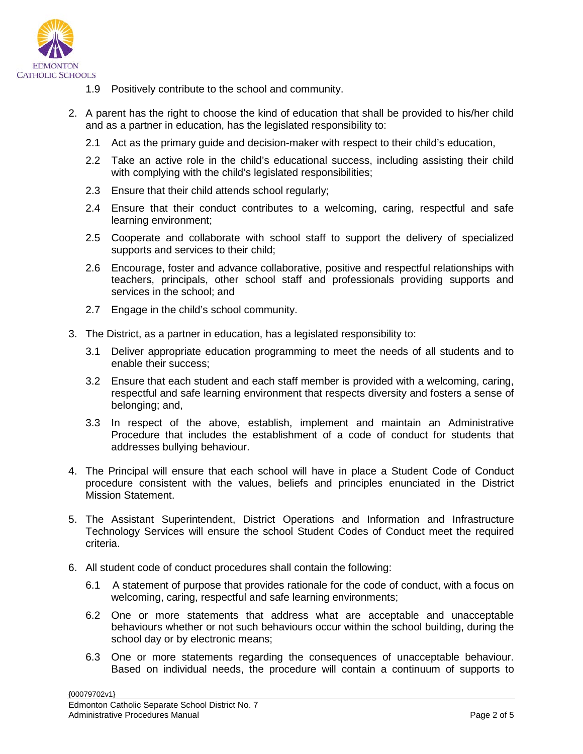1.9 Positively contribute to the school and community.

2. A parent has the right to choose the kind of education that shall be provided to his/her child and as a partner in education, has the legislated responsibility to:

   2.1 Act as the primary guide and decision-maker with respect to their child's education,

   2.2 Take an active role in the child's educational success, including assisting their child with complying with the child's legislated responsibilities;

   2.3 Ensure that their child attends school regularly;

   2.4 Ensure that their conduct contributes to a welcoming, caring, respectful and safe learning environment;

   2.5 Cooperate and collaborate with school staff to support the delivery of specialized supports and services to their child;

   2.6 Encourage, foster and advance collaborative, positive and respectful relationships with teachers, principals, other school staff and professionals providing supports and services in the school; and

   2.7 Engage in the child's school community.

3. The District, as a partner in education, has a legislated responsibility to:

   3.1 Deliver appropriate education programming to meet the needs of all students and to enable their success;

   3.2 Ensure that each student and each staff member is provided with a welcoming, caring, respectful and safe learning environment that respects diversity and fosters a sense of belonging; and,

   3.3 In respect of the above, establish, implement and maintain an Administrative Procedure that includes the establishment of a code of conduct for students that addresses bullying behaviour.

4. The Principal will ensure that each school will have in place a Student Code of Conduct procedure consistent with the values, beliefs and principles enunciated in the District Mission Statement.

5. The Assistant Superintendent, District Operations and Information and Infrastructure Technology Services will ensure the school Student Codes of Conduct meet the required criteria.

6. All student code of conduct procedures shall contain the following:

   6.1 A statement of purpose that provides rationale for the code of conduct, with a focus on welcoming, caring, respectful and safe learning environments;

   6.2 One or more statements that address what are acceptable and unacceptable behaviours whether or not such behaviours occur within the school building, during the school day or by electronic means;

   6.3 One or more statements regarding the consequences of unacceptable behaviour. Based on individual needs, the procedure will contain a continuum of supports to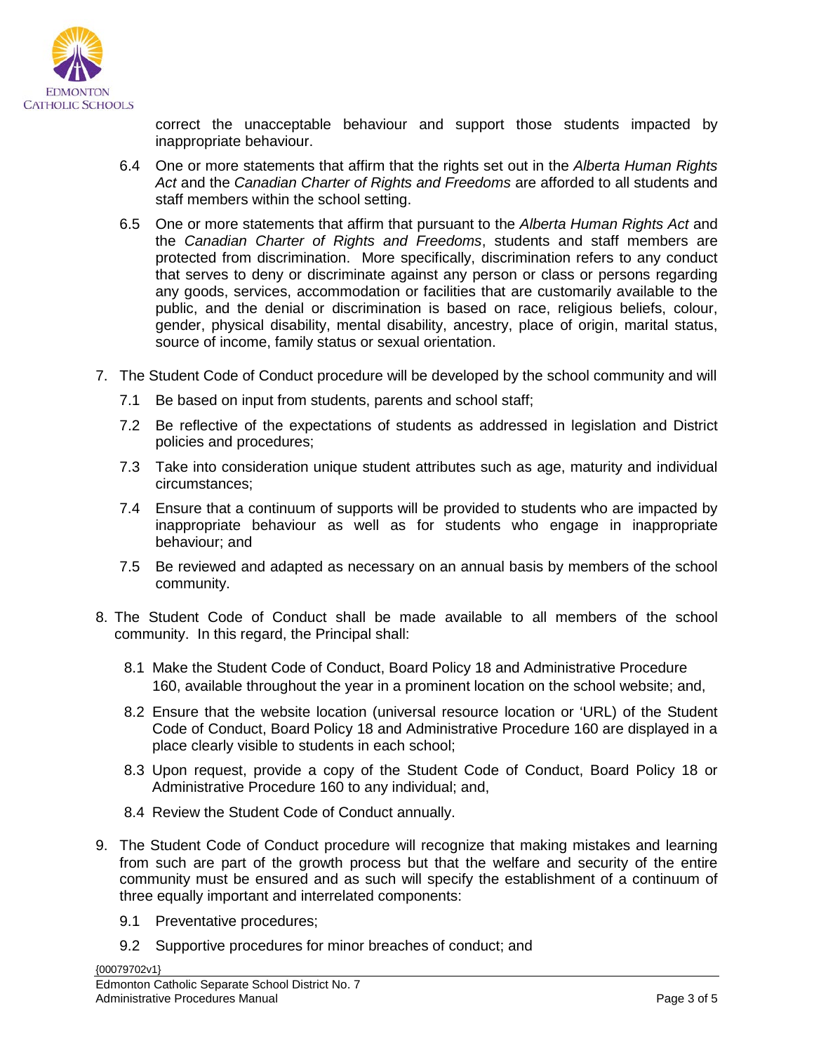correct the unacceptable behaviour and support those students impacted by inappropriate behaviour.

6.4 One or more statements that affirm that the rights set out in the *Alberta Human Rights Act* and the *Canadian Charter of Rights and Freedoms* are afforded to all students and staff members within the school setting.

6.5 One or more statements that affirm that pursuant to the *Alberta Human Rights Act* and the *Canadian Charter of Rights and Freedoms*, students and staff members are protected from discrimination. More specifically, discrimination refers to any conduct that serves to deny or discriminate against any person or class or persons regarding any goods, services, accommodation or facilities that are customarily available to the public, and the denial or discrimination is based on race, religious beliefs, colour, gender, physical disability, mental disability, ancestry, place of origin, marital status, source of income, family status or sexual orientation.

7. The Student Code of Conduct procedure will be developed by the school community and will

   7.1 Be based on input from students, parents and school staff;

   7.2 Be reflective of the expectations of students as addressed in legislation and District policies and procedures;

   7.3 Take into consideration unique student attributes such as age, maturity and individual circumstances;

   7.4 Ensure that a continuum of supports will be provided to students who are impacted by inappropriate behaviour as well as for students who engage in inappropriate behaviour; and

   7.5 Be reviewed and adapted as necessary on an annual basis by members of the school community.

8. The Student Code of Conduct shall be made available to all members of the school community. In this regard, the Principal shall:

   8.1 Make the Student Code of Conduct, Board Policy 18 and Administrative Procedure 160, available throughout the year in a prominent location on the school website; and,

   8.2 Ensure that the website location (universal resource location or 'URL) of the Student Code of Conduct, Board Policy 18 and Administrative Procedure 160 are displayed in a place clearly visible to students in each school;

   8.3 Upon request, provide a copy of the Student Code of Conduct, Board Policy 18 or Administrative Procedure 160 to any individual; and,

   8.4 Review the Student Code of Conduct annually.

9. The Student Code of Conduct procedure will recognize that making mistakes and learning from such are part of the growth process but that the welfare and security of the entire community must be ensured and as such will specify the establishment of a continuum of three equally important and interrelated components:

   9.1 Preventative procedures;

   9.2 Supportive procedures for minor breaches of conduct; and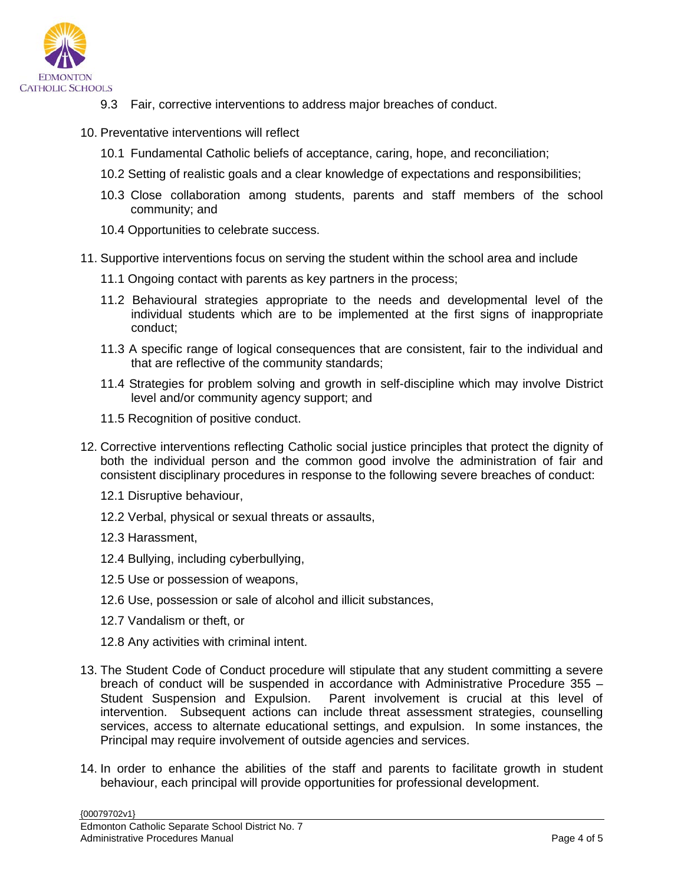9.3 Fair, corrective interventions to address major breaches of conduct.

10. Preventative interventions will reflect

    10.1 Fundamental Catholic beliefs of acceptance, caring, hope, and reconciliation;

    10.2 Setting of realistic goals and a clear knowledge of expectations and responsibilities;

    10.3 Close collaboration among students, parents and staff members of the school community; and

    10.4 Opportunities to celebrate success.

11. Supportive interventions focus on serving the student within the school area and include

    11.1 Ongoing contact with parents as key partners in the process;

    11.2 Behavioural strategies appropriate to the needs and developmental level of the individual students which are to be implemented at the first signs of inappropriate conduct;

    11.3 A specific range of logical consequences that are consistent, fair to the individual and that are reflective of the community standards;

    11.4 Strategies for problem solving and growth in self-discipline which may involve District level and/or community agency support; and

    11.5 Recognition of positive conduct.

12. Corrective interventions reflecting Catholic social justice principles that protect the dignity of both the individual person and the common good involve the administration of fair and consistent disciplinary procedures in response to the following severe breaches of conduct:

    12.1 Disruptive behaviour,

    12.2 Verbal, physical or sexual threats or assaults,

    12.3 Harassment,

    12.4 Bullying, including cyberbullying,

    12.5 Use or possession of weapons,

    12.6 Use, possession or sale of alcohol and illicit substances,

    12.7 Vandalism or theft, or

    12.8 Any activities with criminal intent.

13. The Student Code of Conduct procedure will stipulate that any student committing a severe breach of conduct will be suspended in accordance with Administrative Procedure 355 – Student Suspension and Expulsion. Parent involvement is crucial at this level of intervention. Subsequent actions can include threat assessment strategies, counselling services, access to alternate educational settings, and expulsion. In some instances, the Principal may require involvement of outside agencies and services.

14. In order to enhance the abilities of the staff and parents to facilitate growth in student behaviour, each principal will provide opportunities for professional development.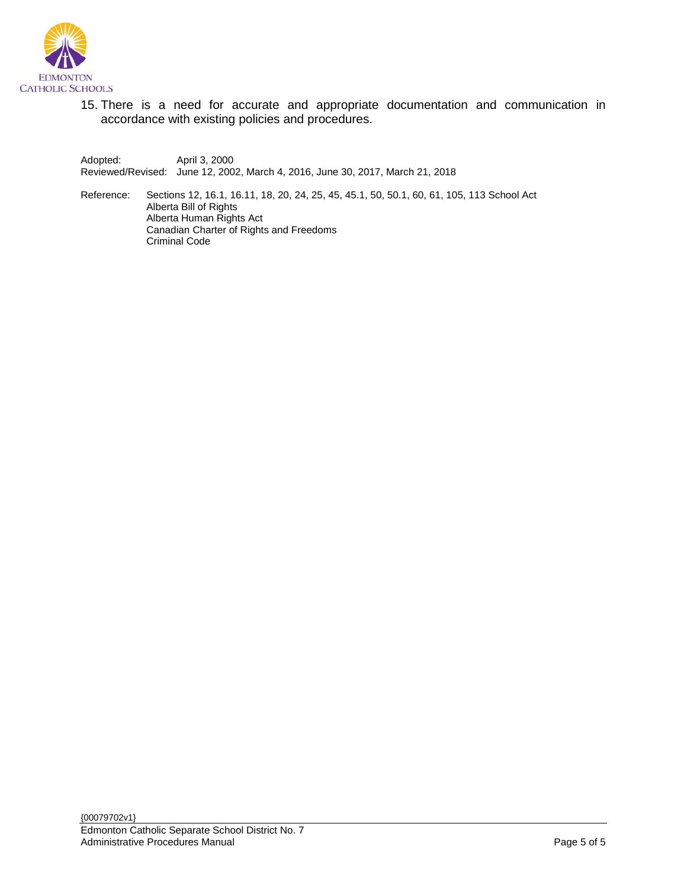15. There is a need for accurate and appropriate documentation and communication in accordance with existing policies and procedures.

Adopted: April 3, 2000
Reviewed/Revised: June 12, 2002, March 4, 2016, June 30, 2017, March 21, 2018

Reference: Sections 12, 16.1, 16.11, 18, 20, 24, 25, 45, 45.1, 50, 50.1, 60, 61, 105, 113 School Act
Alberta Bill of Rights
Alberta Human Rights Act
Canadian Charter of Rights and Freedoms
Criminal Code